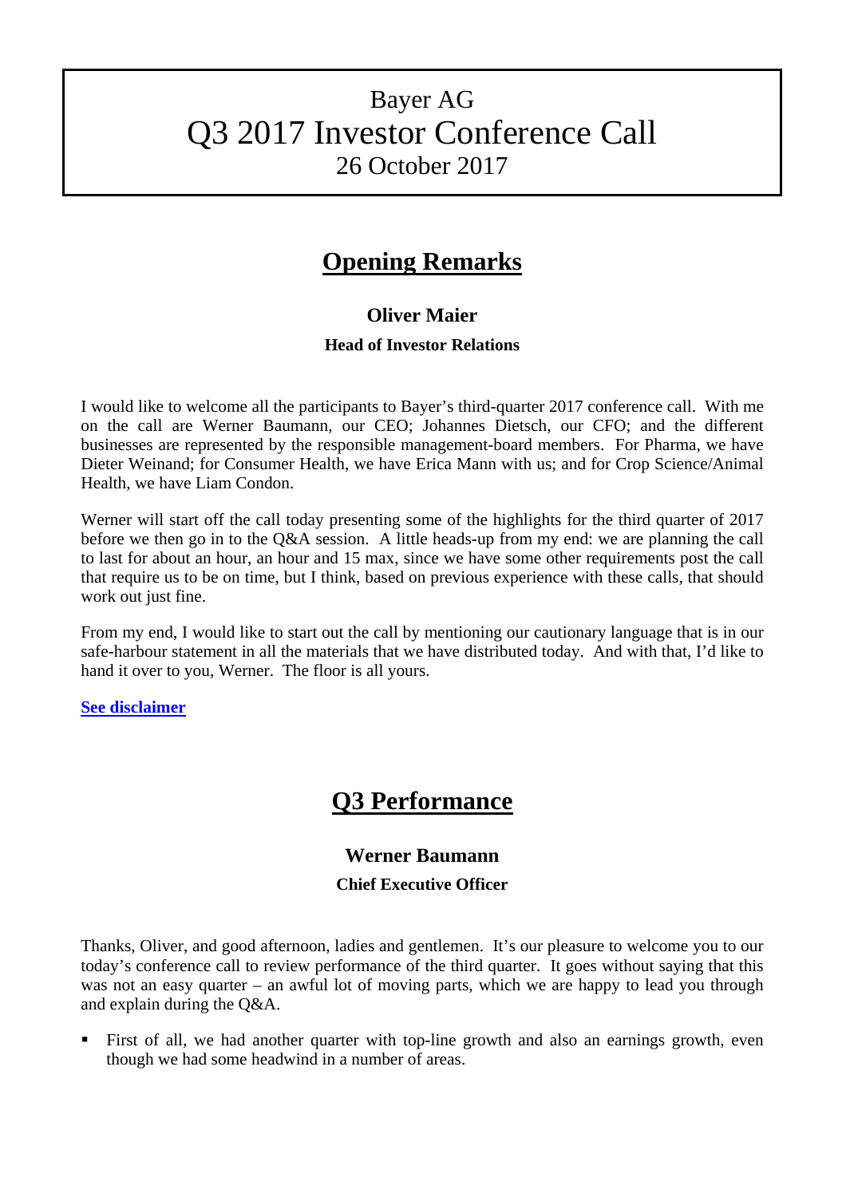# Bayer AG
# Q3 2017 Investor Conference Call
## 26 October 2017

## Opening Remarks

### Oliver Maier

**Head of Investor Relations**

I would like to welcome all the participants to Bayer's third-quarter 2017 conference call. With me on the call are Werner Baumann, our CEO; Johannes Dietsch, our CFO; and the different businesses are represented by the responsible management-board members. For Pharma, we have Dieter Weinand; for Consumer Health, we have Erica Mann with us; and for Crop Science/Animal Health, we have Liam Condon.

Werner will start off the call today presenting some of the highlights for the third quarter of 2017 before we then go in to the Q&A session. A little heads-up from my end: we are planning the call to last for about an hour, an hour and 15 max, since we have some other requirements post the call that require us to be on time, but I think, based on previous experience with these calls, that should work out just fine.

From my end, I would like to start out the call by mentioning our cautionary language that is in our safe-harbour statement in all the materials that we have distributed today. And with that, I'd like to hand it over to you, Werner. The floor is all yours.

**See disclaimer**

## Q3 Performance

### Werner Baumann

**Chief Executive Officer**

Thanks, Oliver, and good afternoon, ladies and gentlemen. It's our pleasure to welcome you to our today's conference call to review performance of the third quarter. It goes without saying that this was not an easy quarter – an awful lot of moving parts, which we are happy to lead you through and explain during the Q&A.

- First of all, we had another quarter with top-line growth and also an earnings growth, even though we had some headwind in a number of areas.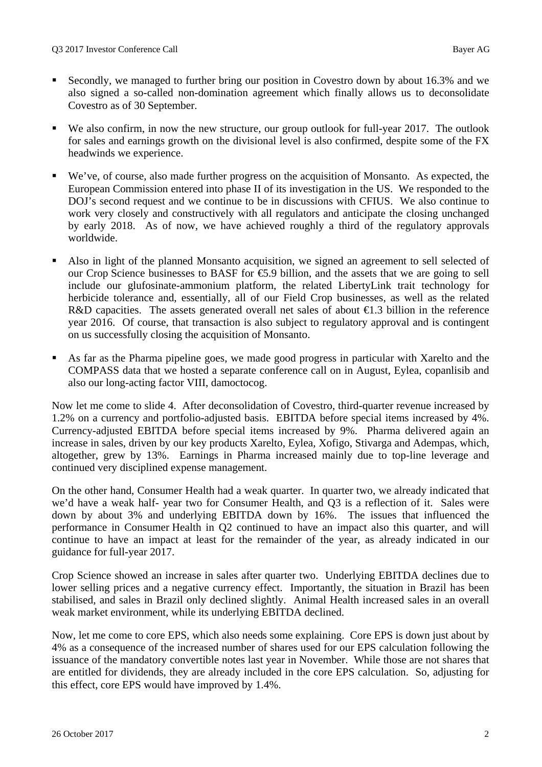- Secondly, we managed to further bring our position in Covestro down by about 16.3% and we also signed a so-called non-domination agreement which finally allows us to deconsolidate Covestro as of 30 September.

- We also confirm, in now the new structure, our group outlook for full-year 2017. The outlook for sales and earnings growth on the divisional level is also confirmed, despite some of the FX headwinds we experience.

- We've, of course, also made further progress on the acquisition of Monsanto. As expected, the European Commission entered into phase II of its investigation in the US. We responded to the DOJ's second request and we continue to be in discussions with CFIUS. We also continue to work very closely and constructively with all regulators and anticipate the closing unchanged by early 2018. As of now, we have achieved roughly a third of the regulatory approvals worldwide.

- Also in light of the planned Monsanto acquisition, we signed an agreement to sell selected of our Crop Science businesses to BASF for €5.9 billion, and the assets that we are going to sell include our glufosinate-ammonium platform, the related LibertyLink trait technology for herbicide tolerance and, essentially, all of our Field Crop businesses, as well as the related R&D capacities. The assets generated overall net sales of about €1.3 billion in the reference year 2016. Of course, that transaction is also subject to regulatory approval and is contingent on us successfully closing the acquisition of Monsanto.

- As far as the Pharma pipeline goes, we made good progress in particular with Xarelto and the COMPASS data that we hosted a separate conference call on in August, Eylea, copanlisib and also our long-acting factor VIII, damoctocog.

Now let me come to slide 4. After deconsolidation of Covestro, third-quarter revenue increased by 1.2% on a currency and portfolio-adjusted basis. EBITDA before special items increased by 4%. Currency-adjusted EBITDA before special items increased by 9%. Pharma delivered again an increase in sales, driven by our key products Xarelto, Eylea, Xofigo, Stivarga and Adempas, which, altogether, grew by 13%. Earnings in Pharma increased mainly due to top-line leverage and continued very disciplined expense management.

On the other hand, Consumer Health had a weak quarter. In quarter two, we already indicated that we'd have a weak half- year two for Consumer Health, and Q3 is a reflection of it. Sales were down by about 3% and underlying EBITDA down by 16%. The issues that influenced the performance in Consumer Health in Q2 continued to have an impact also this quarter, and will continue to have an impact at least for the remainder of the year, as already indicated in our guidance for full-year 2017.

Crop Science showed an increase in sales after quarter two. Underlying EBITDA declines due to lower selling prices and a negative currency effect. Importantly, the situation in Brazil has been stabilised, and sales in Brazil only declined slightly. Animal Health increased sales in an overall weak market environment, while its underlying EBITDA declined.

Now, let me come to core EPS, which also needs some explaining. Core EPS is down just about by 4% as a consequence of the increased number of shares used for our EPS calculation following the issuance of the mandatory convertible notes last year in November. While those are not shares that are entitled for dividends, they are already included in the core EPS calculation. So, adjusting for this effect, core EPS would have improved by 1.4%.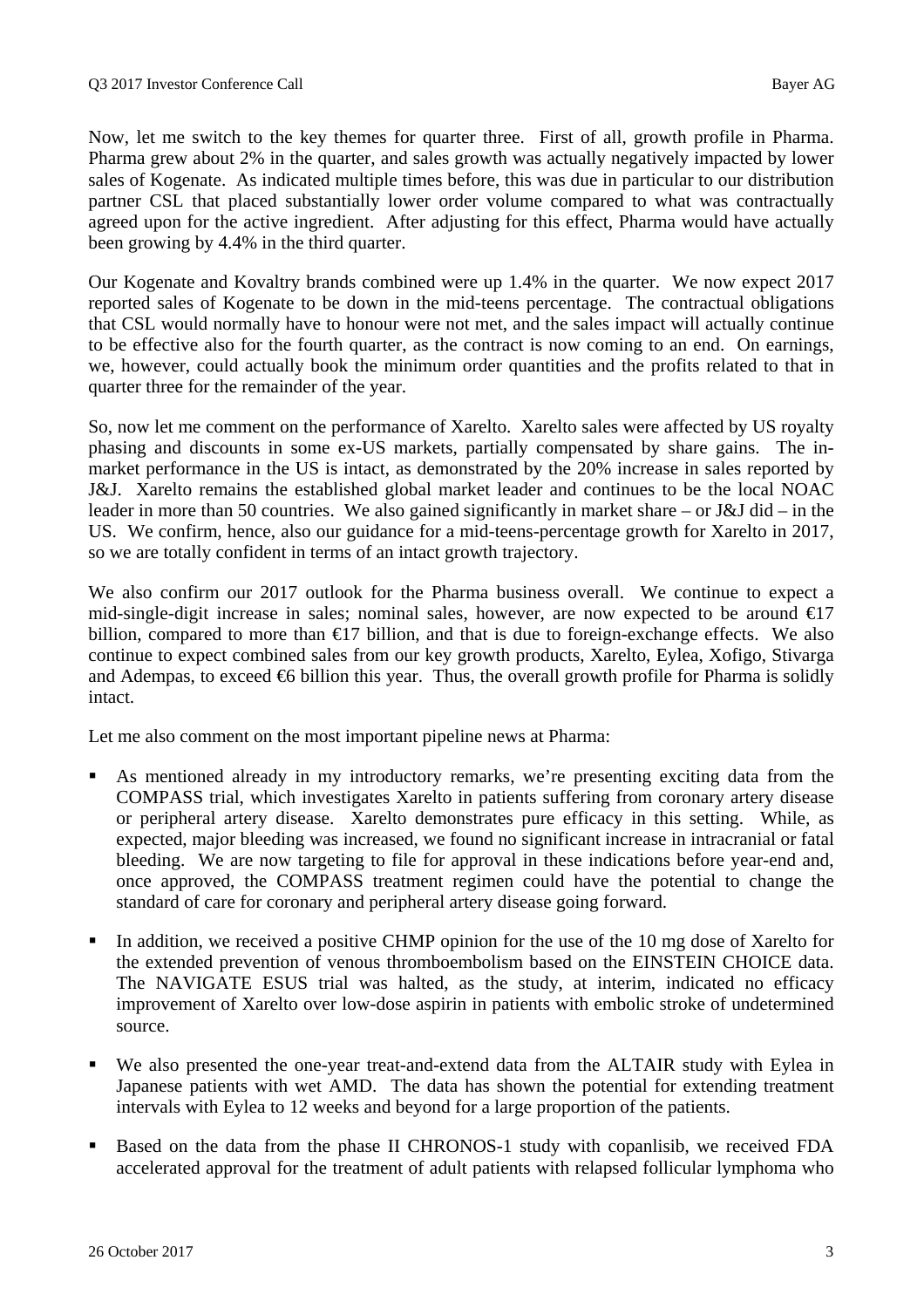Now, let me switch to the key themes for quarter three. First of all, growth profile in Pharma. Pharma grew about 2% in the quarter, and sales growth was actually negatively impacted by lower sales of Kogenate. As indicated multiple times before, this was due in particular to our distribution partner CSL that placed substantially lower order volume compared to what was contractually agreed upon for the active ingredient. After adjusting for this effect, Pharma would have actually been growing by 4.4% in the third quarter.

Our Kogenate and Kovaltry brands combined were up 1.4% in the quarter. We now expect 2017 reported sales of Kogenate to be down in the mid-teens percentage. The contractual obligations that CSL would normally have to honour were not met, and the sales impact will actually continue to be effective also for the fourth quarter, as the contract is now coming to an end. On earnings, we, however, could actually book the minimum order quantities and the profits related to that in quarter three for the remainder of the year.

So, now let me comment on the performance of Xarelto. Xarelto sales were affected by US royalty phasing and discounts in some ex-US markets, partially compensated by share gains. The in-market performance in the US is intact, as demonstrated by the 20% increase in sales reported by J&J. Xarelto remains the established global market leader and continues to be the local NOAC leader in more than 50 countries. We also gained significantly in market share – or J&J did – in the US. We confirm, hence, also our guidance for a mid-teens-percentage growth for Xarelto in 2017, so we are totally confident in terms of an intact growth trajectory.

We also confirm our 2017 outlook for the Pharma business overall. We continue to expect a mid-single-digit increase in sales; nominal sales, however, are now expected to be around €17 billion, compared to more than €17 billion, and that is due to foreign-exchange effects. We also continue to expect combined sales from our key growth products, Xarelto, Eylea, Xofigo, Stivarga and Adempas, to exceed €6 billion this year. Thus, the overall growth profile for Pharma is solidly intact.

Let me also comment on the most important pipeline news at Pharma:

- As mentioned already in my introductory remarks, we're presenting exciting data from the COMPASS trial, which investigates Xarelto in patients suffering from coronary artery disease or peripheral artery disease. Xarelto demonstrates pure efficacy in this setting. While, as expected, major bleeding was increased, we found no significant increase in intracranial or fatal bleeding. We are now targeting to file for approval in these indications before year-end and, once approved, the COMPASS treatment regimen could have the potential to change the standard of care for coronary and peripheral artery disease going forward.

- In addition, we received a positive CHMP opinion for the use of the 10 mg dose of Xarelto for the extended prevention of venous thromboembolism based on the EINSTEIN CHOICE data. The NAVIGATE ESUS trial was halted, as the study, at interim, indicated no efficacy improvement of Xarelto over low-dose aspirin in patients with embolic stroke of undetermined source.

- We also presented the one-year treat-and-extend data from the ALTAIR study with Eylea in Japanese patients with wet AMD. The data has shown the potential for extending treatment intervals with Eylea to 12 weeks and beyond for a large proportion of the patients.

- Based on the data from the phase II CHRONOS-1 study with copanlisib, we received FDA accelerated approval for the treatment of adult patients with relapsed follicular lymphoma who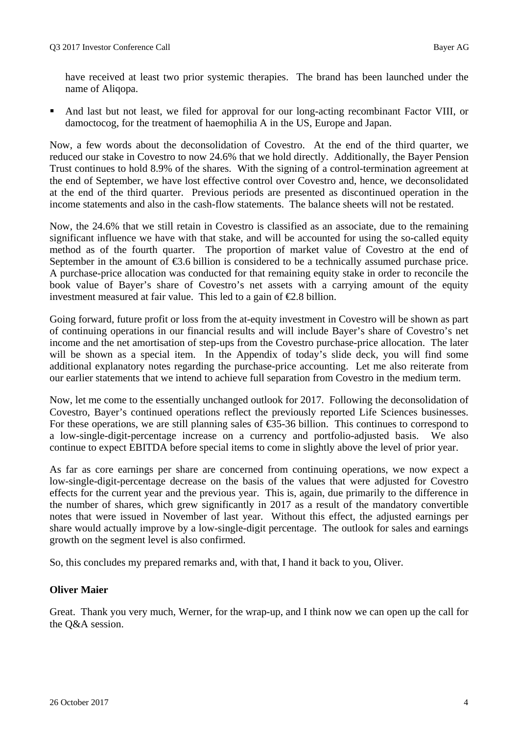have received at least two prior systemic therapies. The brand has been launched under the name of Aliqopa.

- And last but not least, we filed for approval for our long-acting recombinant Factor VIII, or damoctocog, for the treatment of haemophilia A in the US, Europe and Japan.

Now, a few words about the deconsolidation of Covestro. At the end of the third quarter, we reduced our stake in Covestro to now 24.6% that we hold directly. Additionally, the Bayer Pension Trust continues to hold 8.9% of the shares. With the signing of a control-termination agreement at the end of September, we have lost effective control over Covestro and, hence, we deconsolidated at the end of the third quarter. Previous periods are presented as discontinued operation in the income statements and also in the cash-flow statements. The balance sheets will not be restated.

Now, the 24.6% that we still retain in Covestro is classified as an associate, due to the remaining significant influence we have with that stake, and will be accounted for using the so-called equity method as of the fourth quarter. The proportion of market value of Covestro at the end of September in the amount of €3.6 billion is considered to be a technically assumed purchase price. A purchase-price allocation was conducted for that remaining equity stake in order to reconcile the book value of Bayer's share of Covestro's net assets with a carrying amount of the equity investment measured at fair value. This led to a gain of €2.8 billion.

Going forward, future profit or loss from the at-equity investment in Covestro will be shown as part of continuing operations in our financial results and will include Bayer's share of Covestro's net income and the net amortisation of step-ups from the Covestro purchase-price allocation. The later will be shown as a special item. In the Appendix of today's slide deck, you will find some additional explanatory notes regarding the purchase-price accounting. Let me also reiterate from our earlier statements that we intend to achieve full separation from Covestro in the medium term.

Now, let me come to the essentially unchanged outlook for 2017. Following the deconsolidation of Covestro, Bayer's continued operations reflect the previously reported Life Sciences businesses. For these operations, we are still planning sales of €35-36 billion. This continues to correspond to a low-single-digit-percentage increase on a currency and portfolio-adjusted basis. We also continue to expect EBITDA before special items to come in slightly above the level of prior year.

As far as core earnings per share are concerned from continuing operations, we now expect a low-single-digit-percentage decrease on the basis of the values that were adjusted for Covestro effects for the current year and the previous year. This is, again, due primarily to the difference in the number of shares, which grew significantly in 2017 as a result of the mandatory convertible notes that were issued in November of last year. Without this effect, the adjusted earnings per share would actually improve by a low-single-digit percentage. The outlook for sales and earnings growth on the segment level is also confirmed.

So, this concludes my prepared remarks and, with that, I hand it back to you, Oliver.

**Oliver Maier**

Great. Thank you very much, Werner, for the wrap-up, and I think now we can open up the call for the Q&A session.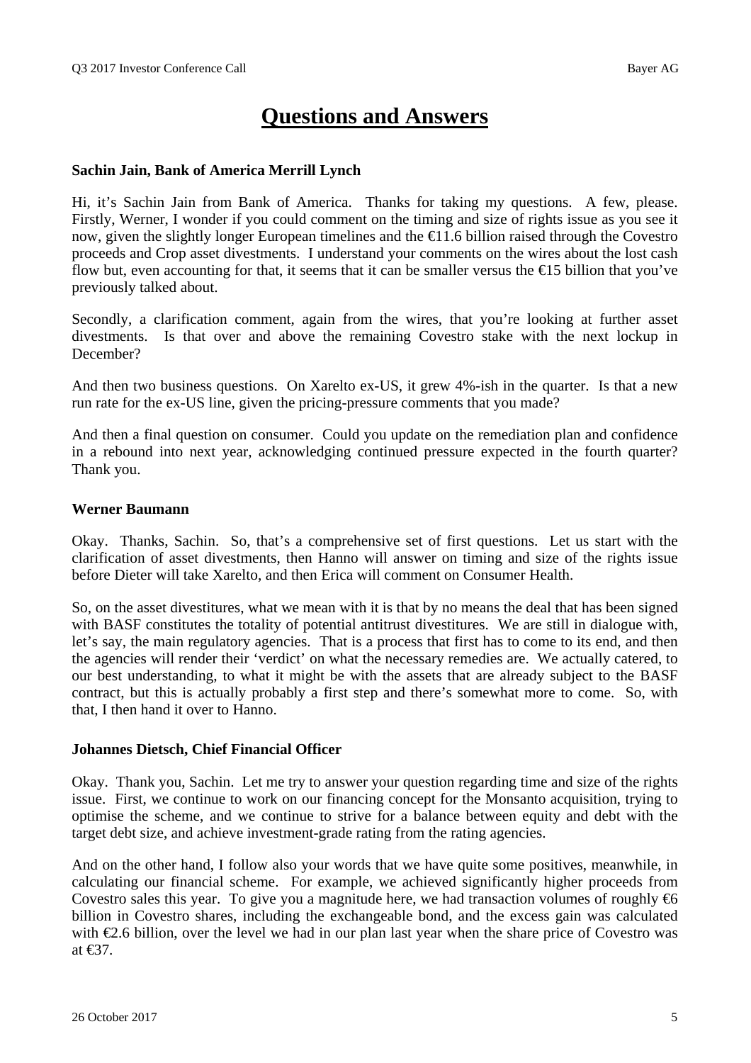# Questions and Answers

**Sachin Jain, Bank of America Merrill Lynch**

Hi, it's Sachin Jain from Bank of America. Thanks for taking my questions. A few, please. Firstly, Werner, I wonder if you could comment on the timing and size of rights issue as you see it now, given the slightly longer European timelines and the €11.6 billion raised through the Covestro proceeds and Crop asset divestments. I understand your comments on the wires about the lost cash flow but, even accounting for that, it seems that it can be smaller versus the €15 billion that you've previously talked about.

Secondly, a clarification comment, again from the wires, that you're looking at further asset divestments. Is that over and above the remaining Covestro stake with the next lockup in December?

And then two business questions. On Xarelto ex-US, it grew 4%-ish in the quarter. Is that a new run rate for the ex-US line, given the pricing-pressure comments that you made?

And then a final question on consumer. Could you update on the remediation plan and confidence in a rebound into next year, acknowledging continued pressure expected in the fourth quarter? Thank you.

**Werner Baumann**

Okay. Thanks, Sachin. So, that's a comprehensive set of first questions. Let us start with the clarification of asset divestments, then Hanno will answer on timing and size of the rights issue before Dieter will take Xarelto, and then Erica will comment on Consumer Health.

So, on the asset divestitures, what we mean with it is that by no means the deal that has been signed with BASF constitutes the totality of potential antitrust divestitures. We are still in dialogue with, let's say, the main regulatory agencies. That is a process that first has to come to its end, and then the agencies will render their 'verdict' on what the necessary remedies are. We actually catered, to our best understanding, to what it might be with the assets that are already subject to the BASF contract, but this is actually probably a first step and there's somewhat more to come. So, with that, I then hand it over to Hanno.

**Johannes Dietsch, Chief Financial Officer**

Okay. Thank you, Sachin. Let me try to answer your question regarding time and size of the rights issue. First, we continue to work on our financing concept for the Monsanto acquisition, trying to optimise the scheme, and we continue to strive for a balance between equity and debt with the target debt size, and achieve investment-grade rating from the rating agencies.

And on the other hand, I follow also your words that we have quite some positives, meanwhile, in calculating our financial scheme. For example, we achieved significantly higher proceeds from Covestro sales this year. To give you a magnitude here, we had transaction volumes of roughly €6 billion in Covestro shares, including the exchangeable bond, and the excess gain was calculated with €2.6 billion, over the level we had in our plan last year when the share price of Covestro was at €37.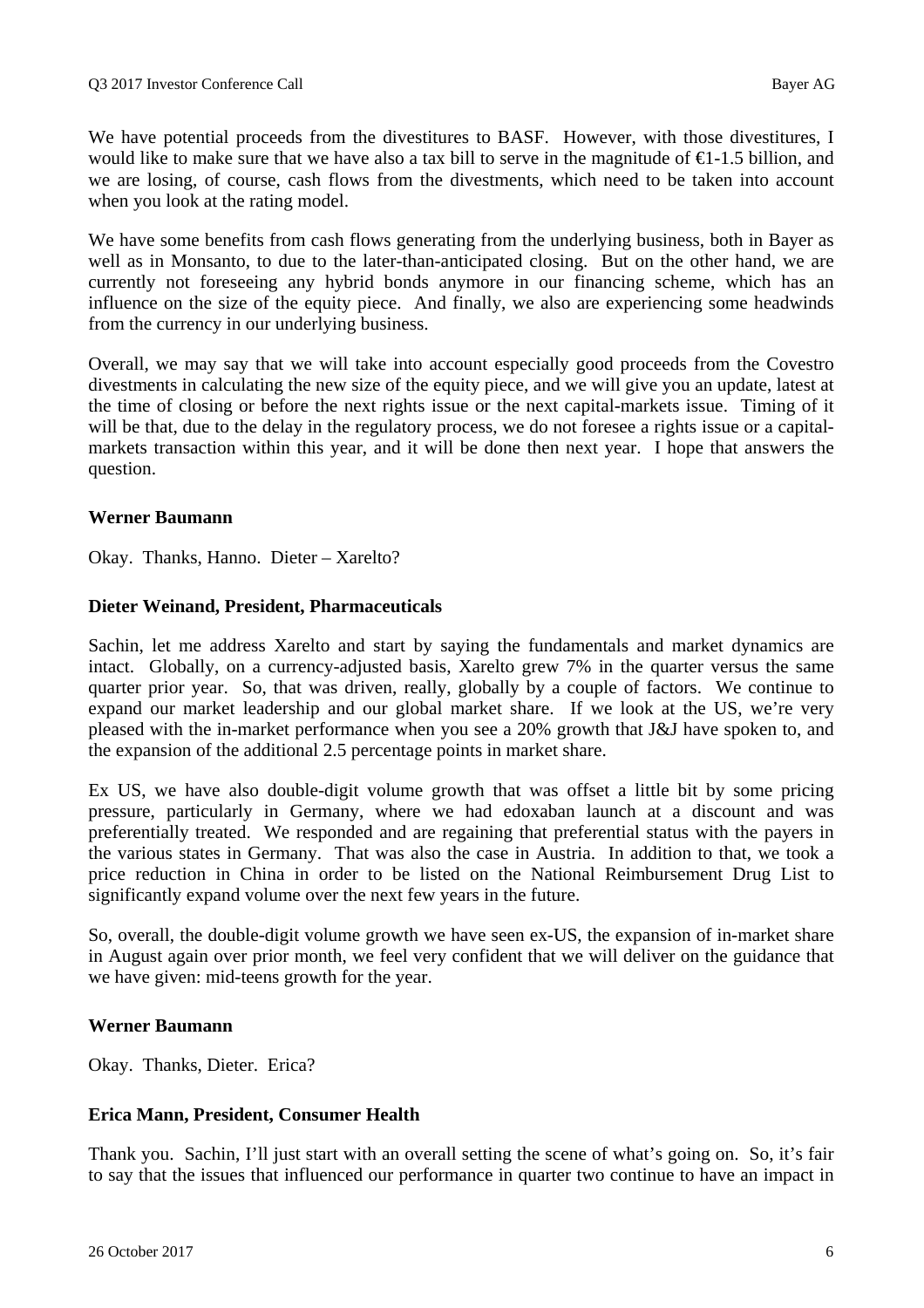We have potential proceeds from the divestitures to BASF. However, with those divestitures, I would like to make sure that we have also a tax bill to serve in the magnitude of €1-1.5 billion, and we are losing, of course, cash flows from the divestments, which need to be taken into account when you look at the rating model.

We have some benefits from cash flows generating from the underlying business, both in Bayer as well as in Monsanto, to due to the later-than-anticipated closing. But on the other hand, we are currently not foreseeing any hybrid bonds anymore in our financing scheme, which has an influence on the size of the equity piece. And finally, we also are experiencing some headwinds from the currency in our underlying business.

Overall, we may say that we will take into account especially good proceeds from the Covestro divestments in calculating the new size of the equity piece, and we will give you an update, latest at the time of closing or before the next rights issue or the next capital-markets issue. Timing of it will be that, due to the delay in the regulatory process, we do not foresee a rights issue or a capital-markets transaction within this year, and it will be done then next year. I hope that answers the question.

**Werner Baumann**

Okay. Thanks, Hanno. Dieter – Xarelto?

**Dieter Weinand, President, Pharmaceuticals**

Sachin, let me address Xarelto and start by saying the fundamentals and market dynamics are intact. Globally, on a currency-adjusted basis, Xarelto grew 7% in the quarter versus the same quarter prior year. So, that was driven, really, globally by a couple of factors. We continue to expand our market leadership and our global market share. If we look at the US, we're very pleased with the in-market performance when you see a 20% growth that J&J have spoken to, and the expansion of the additional 2.5 percentage points in market share.

Ex US, we have also double-digit volume growth that was offset a little bit by some pricing pressure, particularly in Germany, where we had edoxaban launch at a discount and was preferentially treated. We responded and are regaining that preferential status with the payers in the various states in Germany. That was also the case in Austria. In addition to that, we took a price reduction in China in order to be listed on the National Reimbursement Drug List to significantly expand volume over the next few years in the future.

So, overall, the double-digit volume growth we have seen ex-US, the expansion of in-market share in August again over prior month, we feel very confident that we will deliver on the guidance that we have given: mid-teens growth for the year.

**Werner Baumann**

Okay. Thanks, Dieter. Erica?

**Erica Mann, President, Consumer Health**

Thank you. Sachin, I'll just start with an overall setting the scene of what's going on. So, it's fair to say that the issues that influenced our performance in quarter two continue to have an impact in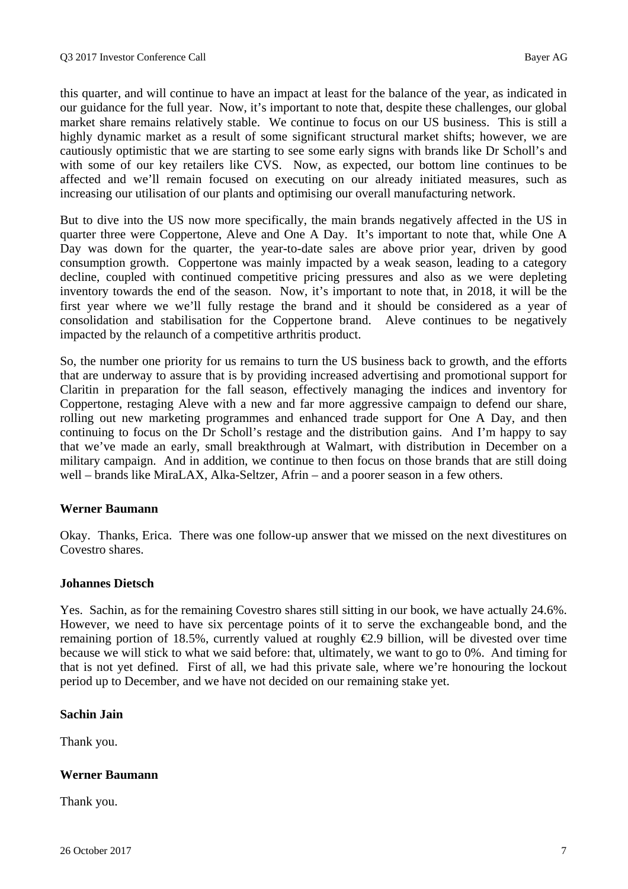this quarter, and will continue to have an impact at least for the balance of the year, as indicated in our guidance for the full year. Now, it's important to note that, despite these challenges, our global market share remains relatively stable. We continue to focus on our US business. This is still a highly dynamic market as a result of some significant structural market shifts; however, we are cautiously optimistic that we are starting to see some early signs with brands like Dr Scholl's and with some of our key retailers like CVS. Now, as expected, our bottom line continues to be affected and we'll remain focused on executing on our already initiated measures, such as increasing our utilisation of our plants and optimising our overall manufacturing network.

But to dive into the US now more specifically, the main brands negatively affected in the US in quarter three were Coppertone, Aleve and One A Day. It's important to note that, while One A Day was down for the quarter, the year-to-date sales are above prior year, driven by good consumption growth. Coppertone was mainly impacted by a weak season, leading to a category decline, coupled with continued competitive pricing pressures and also as we were depleting inventory towards the end of the season. Now, it's important to note that, in 2018, it will be the first year where we we'll fully restage the brand and it should be considered as a year of consolidation and stabilisation for the Coppertone brand. Aleve continues to be negatively impacted by the relaunch of a competitive arthritis product.

So, the number one priority for us remains to turn the US business back to growth, and the efforts that are underway to assure that is by providing increased advertising and promotional support for Claritin in preparation for the fall season, effectively managing the indices and inventory for Coppertone, restaging Aleve with a new and far more aggressive campaign to defend our share, rolling out new marketing programmes and enhanced trade support for One A Day, and then continuing to focus on the Dr Scholl's restage and the distribution gains. And I'm happy to say that we've made an early, small breakthrough at Walmart, with distribution in December on a military campaign. And in addition, we continue to then focus on those brands that are still doing well – brands like MiraLAX, Alka-Seltzer, Afrin – and a poorer season in a few others.

**Werner Baumann**

Okay. Thanks, Erica. There was one follow-up answer that we missed on the next divestitures on Covestro shares.

**Johannes Dietsch**

Yes. Sachin, as for the remaining Covestro shares still sitting in our book, we have actually 24.6%. However, we need to have six percentage points of it to serve the exchangeable bond, and the remaining portion of 18.5%, currently valued at roughly €2.9 billion, will be divested over time because we will stick to what we said before: that, ultimately, we want to go to 0%. And timing for that is not yet defined. First of all, we had this private sale, where we're honouring the lockout period up to December, and we have not decided on our remaining stake yet.

**Sachin Jain**

Thank you.

**Werner Baumann**

Thank you.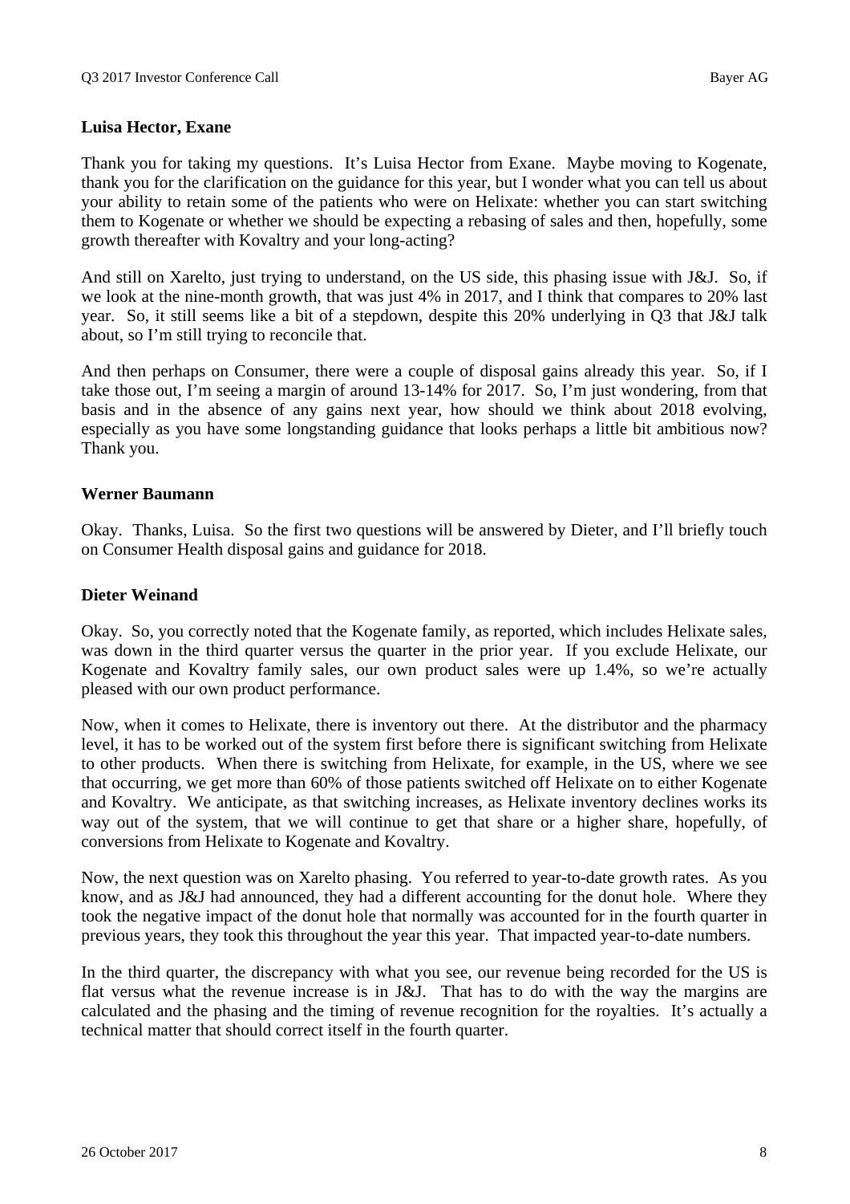**Luisa Hector, Exane**

Thank you for taking my questions. It's Luisa Hector from Exane. Maybe moving to Kogenate, thank you for the clarification on the guidance for this year, but I wonder what you can tell us about your ability to retain some of the patients who were on Helixate: whether you can start switching them to Kogenate or whether we should be expecting a rebasing of sales and then, hopefully, some growth thereafter with Kovaltry and your long-acting?

And still on Xarelto, just trying to understand, on the US side, this phasing issue with J&J. So, if we look at the nine-month growth, that was just 4% in 2017, and I think that compares to 20% last year. So, it still seems like a bit of a stepdown, despite this 20% underlying in Q3 that J&J talk about, so I'm still trying to reconcile that.

And then perhaps on Consumer, there were a couple of disposal gains already this year. So, if I take those out, I'm seeing a margin of around 13-14% for 2017. So, I'm just wondering, from that basis and in the absence of any gains next year, how should we think about 2018 evolving, especially as you have some longstanding guidance that looks perhaps a little bit ambitious now? Thank you.

**Werner Baumann**

Okay. Thanks, Luisa. So the first two questions will be answered by Dieter, and I'll briefly touch on Consumer Health disposal gains and guidance for 2018.

**Dieter Weinand**

Okay. So, you correctly noted that the Kogenate family, as reported, which includes Helixate sales, was down in the third quarter versus the quarter in the prior year. If you exclude Helixate, our Kogenate and Kovaltry family sales, our own product sales were up 1.4%, so we're actually pleased with our own product performance.

Now, when it comes to Helixate, there is inventory out there. At the distributor and the pharmacy level, it has to be worked out of the system first before there is significant switching from Helixate to other products. When there is switching from Helixate, for example, in the US, where we see that occurring, we get more than 60% of those patients switched off Helixate on to either Kogenate and Kovaltry. We anticipate, as that switching increases, as Helixate inventory declines works its way out of the system, that we will continue to get that share or a higher share, hopefully, of conversions from Helixate to Kogenate and Kovaltry.

Now, the next question was on Xarelto phasing. You referred to year-to-date growth rates. As you know, and as J&J had announced, they had a different accounting for the donut hole. Where they took the negative impact of the donut hole that normally was accounted for in the fourth quarter in previous years, they took this throughout the year this year. That impacted year-to-date numbers.

In the third quarter, the discrepancy with what you see, our revenue being recorded for the US is flat versus what the revenue increase is in J&J. That has to do with the way the margins are calculated and the phasing and the timing of revenue recognition for the royalties. It's actually a technical matter that should correct itself in the fourth quarter.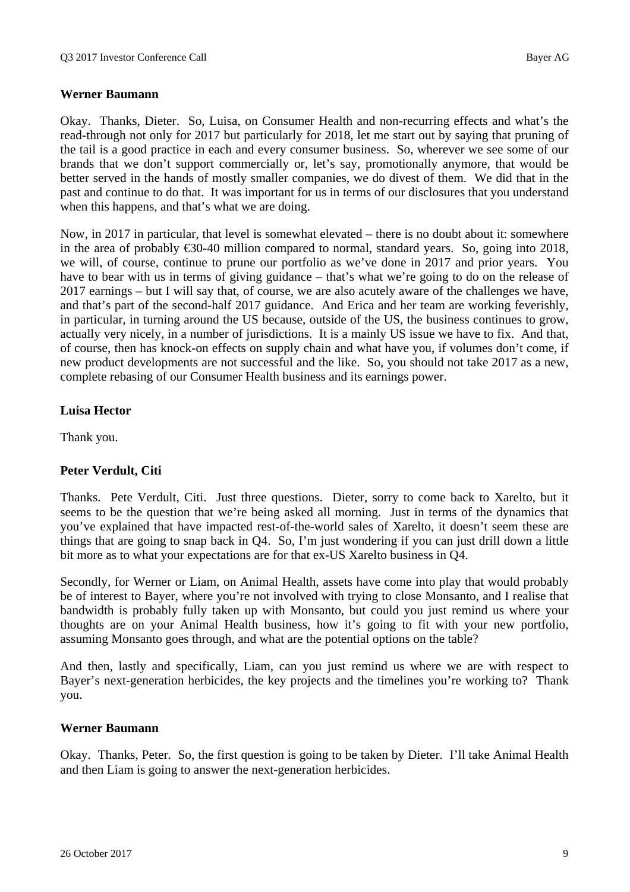**Werner Baumann**

Okay. Thanks, Dieter. So, Luisa, on Consumer Health and non-recurring effects and what's the read-through not only for 2017 but particularly for 2018, let me start out by saying that pruning of the tail is a good practice in each and every consumer business. So, wherever we see some of our brands that we don't support commercially or, let's say, promotionally anymore, that would be better served in the hands of mostly smaller companies, we do divest of them. We did that in the past and continue to do that. It was important for us in terms of our disclosures that you understand when this happens, and that's what we are doing.

Now, in 2017 in particular, that level is somewhat elevated – there is no doubt about it: somewhere in the area of probably €30-40 million compared to normal, standard years. So, going into 2018, we will, of course, continue to prune our portfolio as we've done in 2017 and prior years. You have to bear with us in terms of giving guidance – that's what we're going to do on the release of 2017 earnings – but I will say that, of course, we are also acutely aware of the challenges we have, and that's part of the second-half 2017 guidance. And Erica and her team are working feverishly, in particular, in turning around the US because, outside of the US, the business continues to grow, actually very nicely, in a number of jurisdictions. It is a mainly US issue we have to fix. And that, of course, then has knock-on effects on supply chain and what have you, if volumes don't come, if new product developments are not successful and the like. So, you should not take 2017 as a new, complete rebasing of our Consumer Health business and its earnings power.

**Luisa Hector**

Thank you.

**Peter Verdult, Citi**

Thanks. Pete Verdult, Citi. Just three questions. Dieter, sorry to come back to Xarelto, but it seems to be the question that we're being asked all morning. Just in terms of the dynamics that you've explained that have impacted rest-of-the-world sales of Xarelto, it doesn't seem these are things that are going to snap back in Q4. So, I'm just wondering if you can just drill down a little bit more as to what your expectations are for that ex-US Xarelto business in Q4.

Secondly, for Werner or Liam, on Animal Health, assets have come into play that would probably be of interest to Bayer, where you're not involved with trying to close Monsanto, and I realise that bandwidth is probably fully taken up with Monsanto, but could you just remind us where your thoughts are on your Animal Health business, how it's going to fit with your new portfolio, assuming Monsanto goes through, and what are the potential options on the table?

And then, lastly and specifically, Liam, can you just remind us where we are with respect to Bayer's next-generation herbicides, the key projects and the timelines you're working to? Thank you.

**Werner Baumann**

Okay. Thanks, Peter. So, the first question is going to be taken by Dieter. I'll take Animal Health and then Liam is going to answer the next-generation herbicides.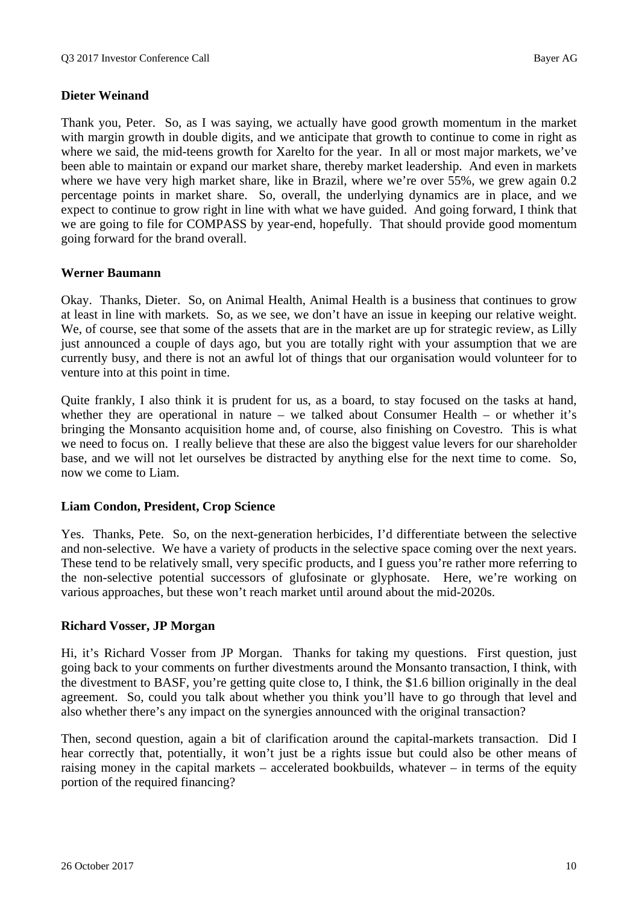**Dieter Weinand**

Thank you, Peter. So, as I was saying, we actually have good growth momentum in the market with margin growth in double digits, and we anticipate that growth to continue to come in right as where we said, the mid-teens growth for Xarelto for the year. In all or most major markets, we've been able to maintain or expand our market share, thereby market leadership. And even in markets where we have very high market share, like in Brazil, where we're over 55%, we grew again 0.2 percentage points in market share. So, overall, the underlying dynamics are in place, and we expect to continue to grow right in line with what we have guided. And going forward, I think that we are going to file for COMPASS by year-end, hopefully. That should provide good momentum going forward for the brand overall.

**Werner Baumann**

Okay. Thanks, Dieter. So, on Animal Health, Animal Health is a business that continues to grow at least in line with markets. So, as we see, we don't have an issue in keeping our relative weight. We, of course, see that some of the assets that are in the market are up for strategic review, as Lilly just announced a couple of days ago, but you are totally right with your assumption that we are currently busy, and there is not an awful lot of things that our organisation would volunteer for to venture into at this point in time.

Quite frankly, I also think it is prudent for us, as a board, to stay focused on the tasks at hand, whether they are operational in nature – we talked about Consumer Health – or whether it's bringing the Monsanto acquisition home and, of course, also finishing on Covestro. This is what we need to focus on. I really believe that these are also the biggest value levers for our shareholder base, and we will not let ourselves be distracted by anything else for the next time to come. So, now we come to Liam.

**Liam Condon, President, Crop Science**

Yes. Thanks, Pete. So, on the next-generation herbicides, I'd differentiate between the selective and non-selective. We have a variety of products in the selective space coming over the next years. These tend to be relatively small, very specific products, and I guess you're rather more referring to the non-selective potential successors of glufosinate or glyphosate. Here, we're working on various approaches, but these won't reach market until around about the mid-2020s.

**Richard Vosser, JP Morgan**

Hi, it's Richard Vosser from JP Morgan. Thanks for taking my questions. First question, just going back to your comments on further divestments around the Monsanto transaction, I think, with the divestment to BASF, you're getting quite close to, I think, the $1.6 billion originally in the deal agreement. So, could you talk about whether you think you'll have to go through that level and also whether there's any impact on the synergies announced with the original transaction?

Then, second question, again a bit of clarification around the capital-markets transaction. Did I hear correctly that, potentially, it won't just be a rights issue but could also be other means of raising money in the capital markets – accelerated bookbuilds, whatever – in terms of the equity portion of the required financing?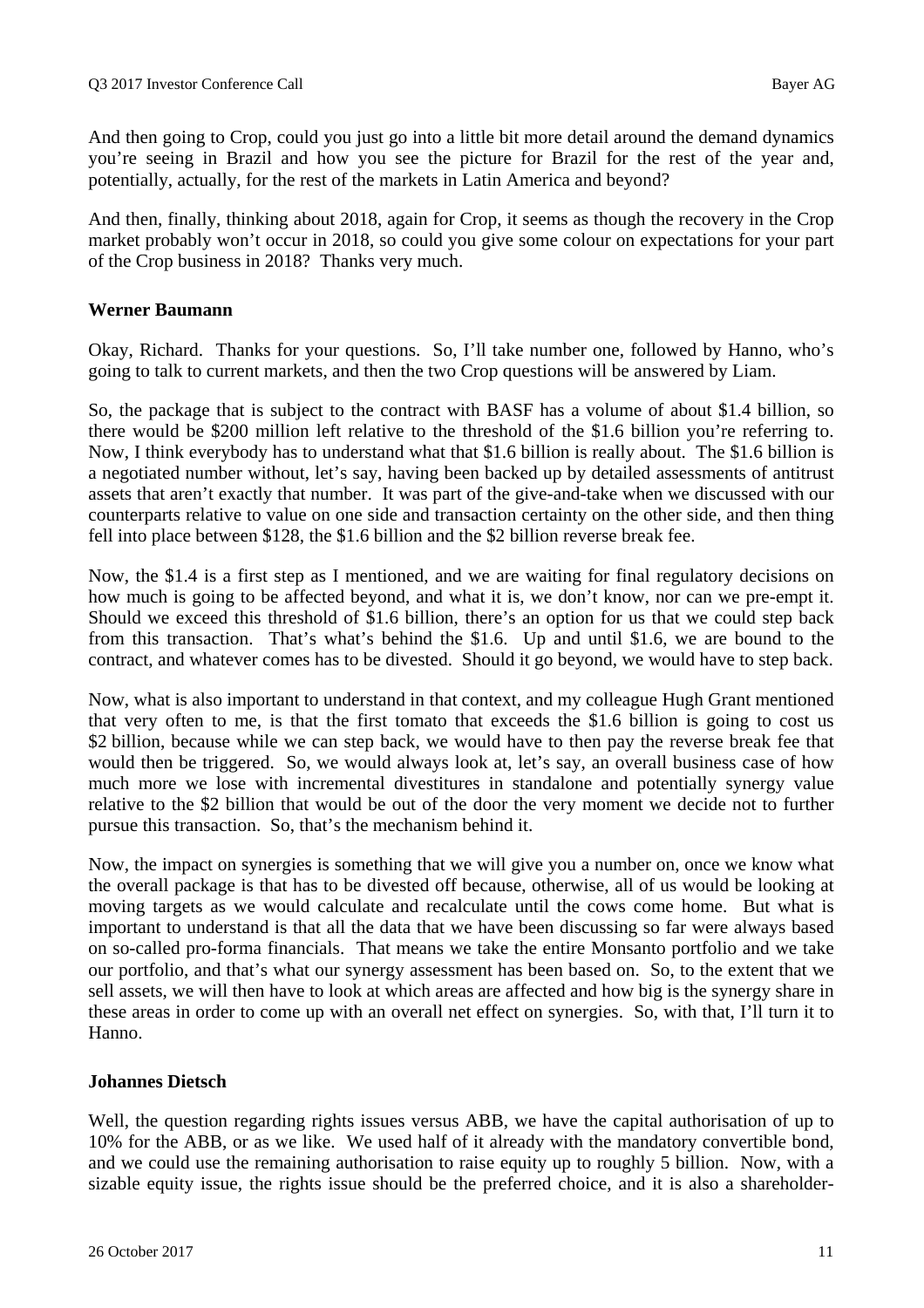And then going to Crop, could you just go into a little bit more detail around the demand dynamics you're seeing in Brazil and how you see the picture for Brazil for the rest of the year and, potentially, actually, for the rest of the markets in Latin America and beyond?

And then, finally, thinking about 2018, again for Crop, it seems as though the recovery in the Crop market probably won't occur in 2018, so could you give some colour on expectations for your part of the Crop business in 2018? Thanks very much.

**Werner Baumann**

Okay, Richard. Thanks for your questions. So, I'll take number one, followed by Hanno, who's going to talk to current markets, and then the two Crop questions will be answered by Liam.

So, the package that is subject to the contract with BASF has a volume of about $1.4 billion, so there would be $200 million left relative to the threshold of the $1.6 billion you're referring to. Now, I think everybody has to understand what that $1.6 billion is really about. The $1.6 billion is a negotiated number without, let's say, having been backed up by detailed assessments of antitrust assets that aren't exactly that number. It was part of the give-and-take when we discussed with our counterparts relative to value on one side and transaction certainty on the other side, and then thing fell into place between $128, the $1.6 billion and the $2 billion reverse break fee.

Now, the $1.4 is a first step as I mentioned, and we are waiting for final regulatory decisions on how much is going to be affected beyond, and what it is, we don't know, nor can we pre-empt it. Should we exceed this threshold of $1.6 billion, there's an option for us that we could step back from this transaction. That's what's behind the $1.6. Up and until $1.6, we are bound to the contract, and whatever comes has to be divested. Should it go beyond, we would have to step back.

Now, what is also important to understand in that context, and my colleague Hugh Grant mentioned that very often to me, is that the first tomato that exceeds the $1.6 billion is going to cost us $2 billion, because while we can step back, we would have to then pay the reverse break fee that would then be triggered. So, we would always look at, let's say, an overall business case of how much more we lose with incremental divestitures in standalone and potentially synergy value relative to the $2 billion that would be out of the door the very moment we decide not to further pursue this transaction. So, that's the mechanism behind it.

Now, the impact on synergies is something that we will give you a number on, once we know what the overall package is that has to be divested off because, otherwise, all of us would be looking at moving targets as we would calculate and recalculate until the cows come home. But what is important to understand is that all the data that we have been discussing so far were always based on so-called pro-forma financials. That means we take the entire Monsanto portfolio and we take our portfolio, and that's what our synergy assessment has been based on. So, to the extent that we sell assets, we will then have to look at which areas are affected and how big is the synergy share in these areas in order to come up with an overall net effect on synergies. So, with that, I'll turn it to Hanno.

**Johannes Dietsch**

Well, the question regarding rights issues versus ABB, we have the capital authorisation of up to 10% for the ABB, or as we like. We used half of it already with the mandatory convertible bond, and we could use the remaining authorisation to raise equity up to roughly 5 billion. Now, with a sizable equity issue, the rights issue should be the preferred choice, and it is also a shareholder-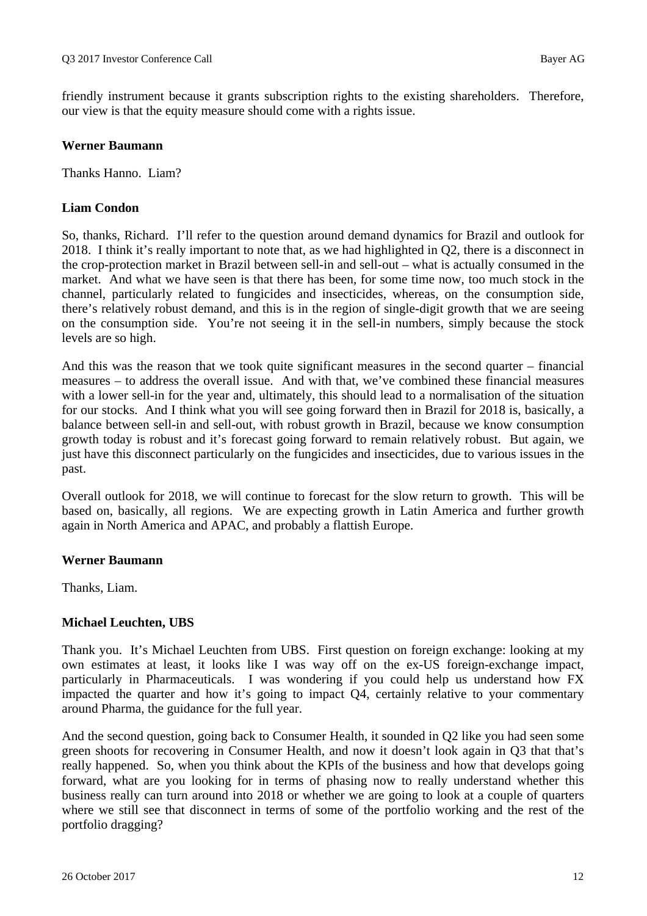friendly instrument because it grants subscription rights to the existing shareholders. Therefore, our view is that the equity measure should come with a rights issue.

**Werner Baumann**

Thanks Hanno. Liam?

**Liam Condon**

So, thanks, Richard. I'll refer to the question around demand dynamics for Brazil and outlook for 2018. I think it's really important to note that, as we had highlighted in Q2, there is a disconnect in the crop-protection market in Brazil between sell-in and sell-out – what is actually consumed in the market. And what we have seen is that there has been, for some time now, too much stock in the channel, particularly related to fungicides and insecticides, whereas, on the consumption side, there's relatively robust demand, and this is in the region of single-digit growth that we are seeing on the consumption side. You're not seeing it in the sell-in numbers, simply because the stock levels are so high.

And this was the reason that we took quite significant measures in the second quarter – financial measures – to address the overall issue. And with that, we've combined these financial measures with a lower sell-in for the year and, ultimately, this should lead to a normalisation of the situation for our stocks. And I think what you will see going forward then in Brazil for 2018 is, basically, a balance between sell-in and sell-out, with robust growth in Brazil, because we know consumption growth today is robust and it's forecast going forward to remain relatively robust. But again, we just have this disconnect particularly on the fungicides and insecticides, due to various issues in the past.

Overall outlook for 2018, we will continue to forecast for the slow return to growth. This will be based on, basically, all regions. We are expecting growth in Latin America and further growth again in North America and APAC, and probably a flattish Europe.

**Werner Baumann**

Thanks, Liam.

**Michael Leuchten, UBS**

Thank you. It's Michael Leuchten from UBS. First question on foreign exchange: looking at my own estimates at least, it looks like I was way off on the ex-US foreign-exchange impact, particularly in Pharmaceuticals. I was wondering if you could help us understand how FX impacted the quarter and how it's going to impact Q4, certainly relative to your commentary around Pharma, the guidance for the full year.

And the second question, going back to Consumer Health, it sounded in Q2 like you had seen some green shoots for recovering in Consumer Health, and now it doesn't look again in Q3 that that's really happened. So, when you think about the KPIs of the business and how that develops going forward, what are you looking for in terms of phasing now to really understand whether this business really can turn around into 2018 or whether we are going to look at a couple of quarters where we still see that disconnect in terms of some of the portfolio working and the rest of the portfolio dragging?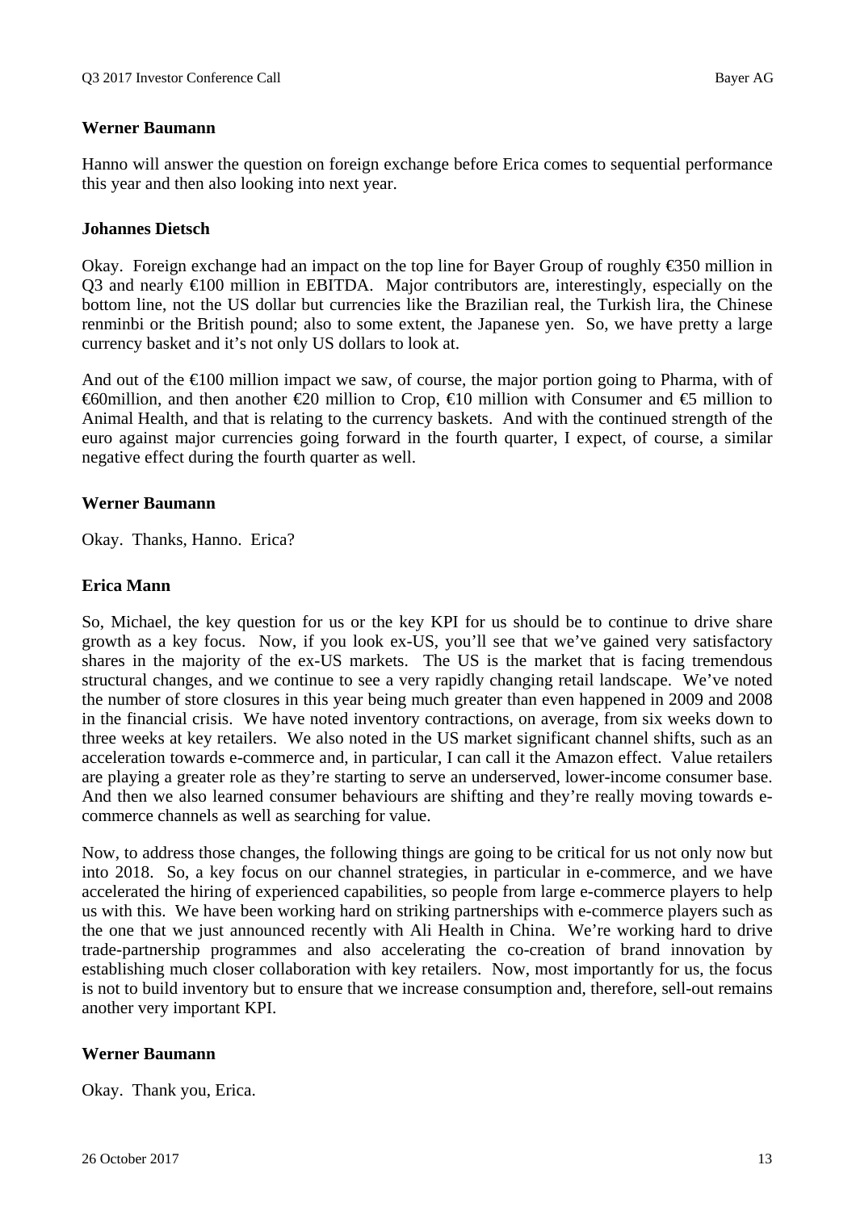**Werner Baumann**

Hanno will answer the question on foreign exchange before Erica comes to sequential performance this year and then also looking into next year.

**Johannes Dietsch**

Okay. Foreign exchange had an impact on the top line for Bayer Group of roughly €350 million in Q3 and nearly €100 million in EBITDA. Major contributors are, interestingly, especially on the bottom line, not the US dollar but currencies like the Brazilian real, the Turkish lira, the Chinese renminbi or the British pound; also to some extent, the Japanese yen. So, we have pretty a large currency basket and it's not only US dollars to look at.

And out of the €100 million impact we saw, of course, the major portion going to Pharma, with of €60million, and then another €20 million to Crop, €10 million with Consumer and €5 million to Animal Health, and that is relating to the currency baskets. And with the continued strength of the euro against major currencies going forward in the fourth quarter, I expect, of course, a similar negative effect during the fourth quarter as well.

**Werner Baumann**

Okay. Thanks, Hanno. Erica?

**Erica Mann**

So, Michael, the key question for us or the key KPI for us should be to continue to drive share growth as a key focus. Now, if you look ex-US, you'll see that we've gained very satisfactory shares in the majority of the ex-US markets. The US is the market that is facing tremendous structural changes, and we continue to see a very rapidly changing retail landscape. We've noted the number of store closures in this year being much greater than even happened in 2009 and 2008 in the financial crisis. We have noted inventory contractions, on average, from six weeks down to three weeks at key retailers. We also noted in the US market significant channel shifts, such as an acceleration towards e-commerce and, in particular, I can call it the Amazon effect. Value retailers are playing a greater role as they're starting to serve an underserved, lower-income consumer base. And then we also learned consumer behaviours are shifting and they're really moving towards e-commerce channels as well as searching for value.

Now, to address those changes, the following things are going to be critical for us not only now but into 2018. So, a key focus on our channel strategies, in particular in e-commerce, and we have accelerated the hiring of experienced capabilities, so people from large e-commerce players to help us with this. We have been working hard on striking partnerships with e-commerce players such as the one that we just announced recently with Ali Health in China. We're working hard to drive trade-partnership programmes and also accelerating the co-creation of brand innovation by establishing much closer collaboration with key retailers. Now, most importantly for us, the focus is not to build inventory but to ensure that we increase consumption and, therefore, sell-out remains another very important KPI.

**Werner Baumann**

Okay. Thank you, Erica.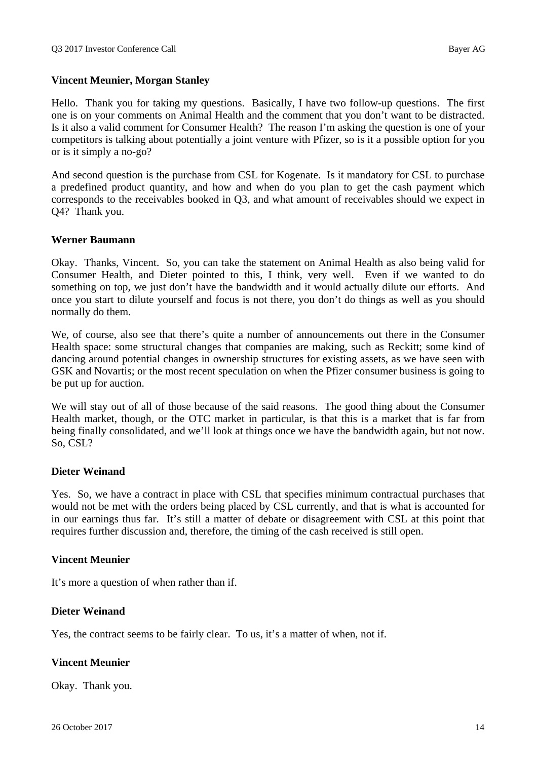**Vincent Meunier, Morgan Stanley**

Hello. Thank you for taking my questions. Basically, I have two follow-up questions. The first one is on your comments on Animal Health and the comment that you don't want to be distracted. Is it also a valid comment for Consumer Health? The reason I'm asking the question is one of your competitors is talking about potentially a joint venture with Pfizer, so is it a possible option for you or is it simply a no-go?

And second question is the purchase from CSL for Kogenate. Is it mandatory for CSL to purchase a predefined product quantity, and how and when do you plan to get the cash payment which corresponds to the receivables booked in Q3, and what amount of receivables should we expect in Q4? Thank you.

**Werner Baumann**

Okay. Thanks, Vincent. So, you can take the statement on Animal Health as also being valid for Consumer Health, and Dieter pointed to this, I think, very well. Even if we wanted to do something on top, we just don't have the bandwidth and it would actually dilute our efforts. And once you start to dilute yourself and focus is not there, you don't do things as well as you should normally do them.

We, of course, also see that there's quite a number of announcements out there in the Consumer Health space: some structural changes that companies are making, such as Reckitt; some kind of dancing around potential changes in ownership structures for existing assets, as we have seen with GSK and Novartis; or the most recent speculation on when the Pfizer consumer business is going to be put up for auction.

We will stay out of all of those because of the said reasons. The good thing about the Consumer Health market, though, or the OTC market in particular, is that this is a market that is far from being finally consolidated, and we'll look at things once we have the bandwidth again, but not now. So, CSL?

**Dieter Weinand**

Yes. So, we have a contract in place with CSL that specifies minimum contractual purchases that would not be met with the orders being placed by CSL currently, and that is what is accounted for in our earnings thus far. It's still a matter of debate or disagreement with CSL at this point that requires further discussion and, therefore, the timing of the cash received is still open.

**Vincent Meunier**

It's more a question of when rather than if.

**Dieter Weinand**

Yes, the contract seems to be fairly clear. To us, it's a matter of when, not if.

**Vincent Meunier**

Okay. Thank you.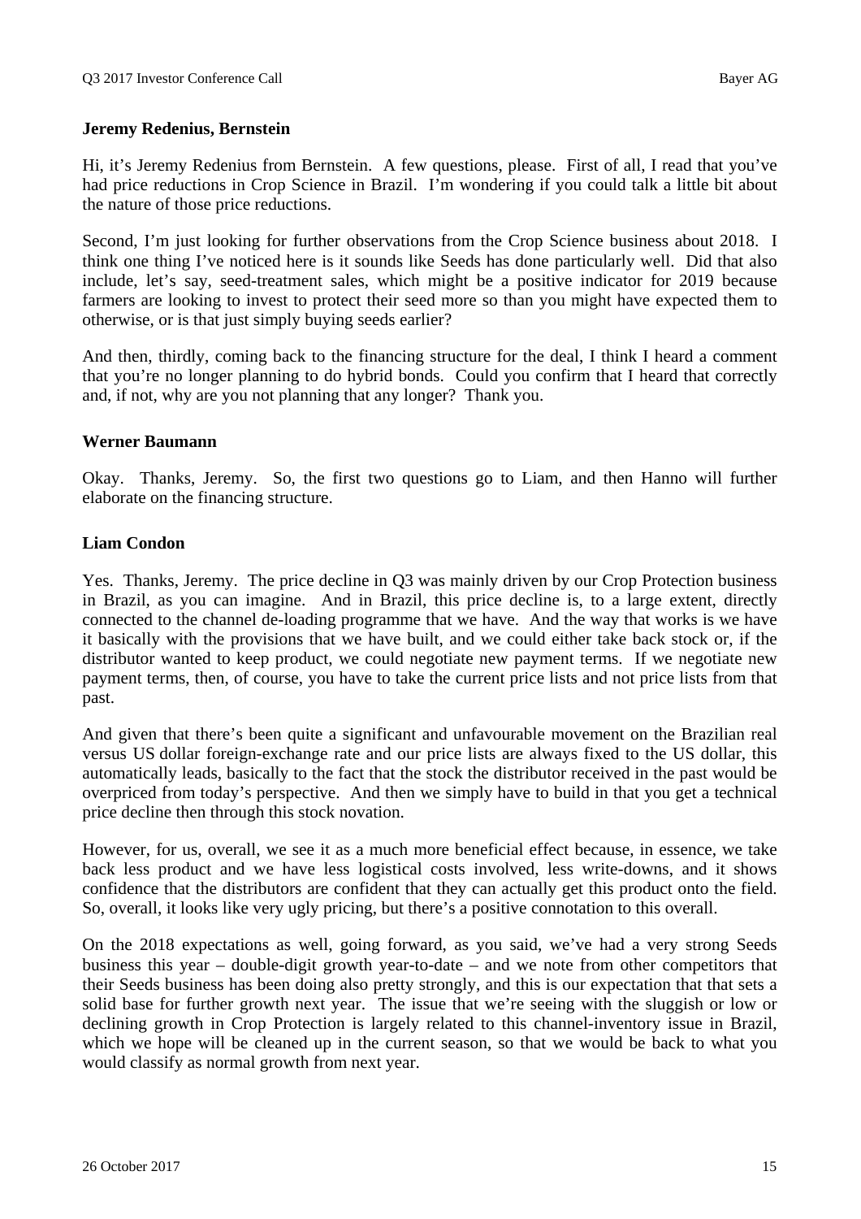**Jeremy Redenius, Bernstein**

Hi, it's Jeremy Redenius from Bernstein. A few questions, please. First of all, I read that you've had price reductions in Crop Science in Brazil. I'm wondering if you could talk a little bit about the nature of those price reductions.

Second, I'm just looking for further observations from the Crop Science business about 2018. I think one thing I've noticed here is it sounds like Seeds has done particularly well. Did that also include, let's say, seed-treatment sales, which might be a positive indicator for 2019 because farmers are looking to invest to protect their seed more so than you might have expected them to otherwise, or is that just simply buying seeds earlier?

And then, thirdly, coming back to the financing structure for the deal, I think I heard a comment that you're no longer planning to do hybrid bonds. Could you confirm that I heard that correctly and, if not, why are you not planning that any longer? Thank you.

**Werner Baumann**

Okay. Thanks, Jeremy. So, the first two questions go to Liam, and then Hanno will further elaborate on the financing structure.

**Liam Condon**

Yes. Thanks, Jeremy. The price decline in Q3 was mainly driven by our Crop Protection business in Brazil, as you can imagine. And in Brazil, this price decline is, to a large extent, directly connected to the channel de-loading programme that we have. And the way that works is we have it basically with the provisions that we have built, and we could either take back stock or, if the distributor wanted to keep product, we could negotiate new payment terms. If we negotiate new payment terms, then, of course, you have to take the current price lists and not price lists from that past.

And given that there's been quite a significant and unfavourable movement on the Brazilian real versus US dollar foreign-exchange rate and our price lists are always fixed to the US dollar, this automatically leads, basically to the fact that the stock the distributor received in the past would be overpriced from today's perspective. And then we simply have to build in that you get a technical price decline then through this stock novation.

However, for us, overall, we see it as a much more beneficial effect because, in essence, we take back less product and we have less logistical costs involved, less write-downs, and it shows confidence that the distributors are confident that they can actually get this product onto the field. So, overall, it looks like very ugly pricing, but there's a positive connotation to this overall.

On the 2018 expectations as well, going forward, as you said, we've had a very strong Seeds business this year – double-digit growth year-to-date – and we note from other competitors that their Seeds business has been doing also pretty strongly, and this is our expectation that that sets a solid base for further growth next year. The issue that we're seeing with the sluggish or low or declining growth in Crop Protection is largely related to this channel-inventory issue in Brazil, which we hope will be cleaned up in the current season, so that we would be back to what you would classify as normal growth from next year.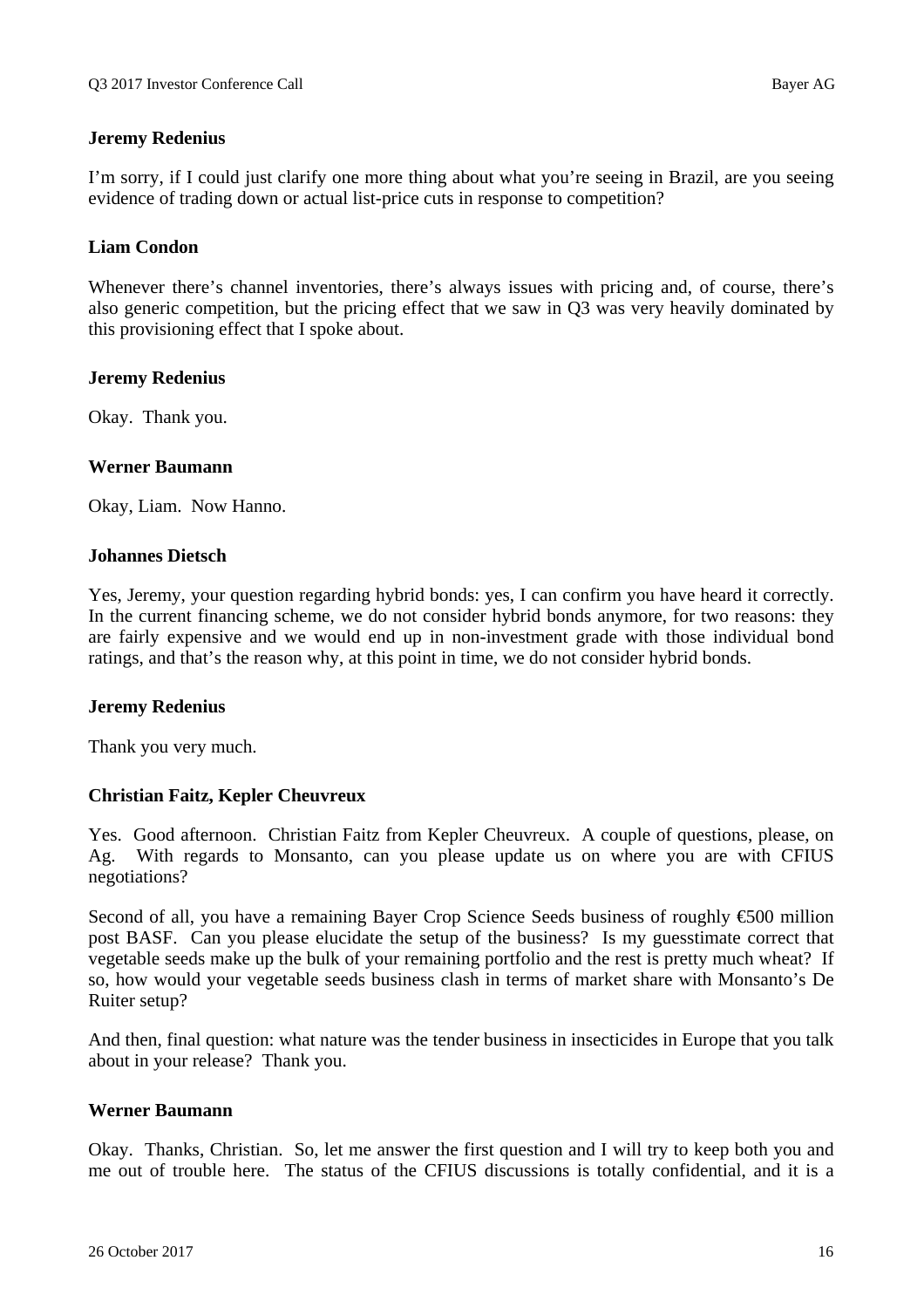**Jeremy Redenius**

I'm sorry, if I could just clarify one more thing about what you're seeing in Brazil, are you seeing evidence of trading down or actual list-price cuts in response to competition?

**Liam Condon**

Whenever there's channel inventories, there's always issues with pricing and, of course, there's also generic competition, but the pricing effect that we saw in Q3 was very heavily dominated by this provisioning effect that I spoke about.

**Jeremy Redenius**

Okay. Thank you.

**Werner Baumann**

Okay, Liam. Now Hanno.

**Johannes Dietsch**

Yes, Jeremy, your question regarding hybrid bonds: yes, I can confirm you have heard it correctly. In the current financing scheme, we do not consider hybrid bonds anymore, for two reasons: they are fairly expensive and we would end up in non-investment grade with those individual bond ratings, and that's the reason why, at this point in time, we do not consider hybrid bonds.

**Jeremy Redenius**

Thank you very much.

**Christian Faitz, Kepler Cheuvreux**

Yes. Good afternoon. Christian Faitz from Kepler Cheuvreux. A couple of questions, please, on Ag. With regards to Monsanto, can you please update us on where you are with CFIUS negotiations?

Second of all, you have a remaining Bayer Crop Science Seeds business of roughly €500 million post BASF. Can you please elucidate the setup of the business? Is my guesstimate correct that vegetable seeds make up the bulk of your remaining portfolio and the rest is pretty much wheat? If so, how would your vegetable seeds business clash in terms of market share with Monsanto's De Ruiter setup?

And then, final question: what nature was the tender business in insecticides in Europe that you talk about in your release? Thank you.

**Werner Baumann**

Okay. Thanks, Christian. So, let me answer the first question and I will try to keep both you and me out of trouble here. The status of the CFIUS discussions is totally confidential, and it is a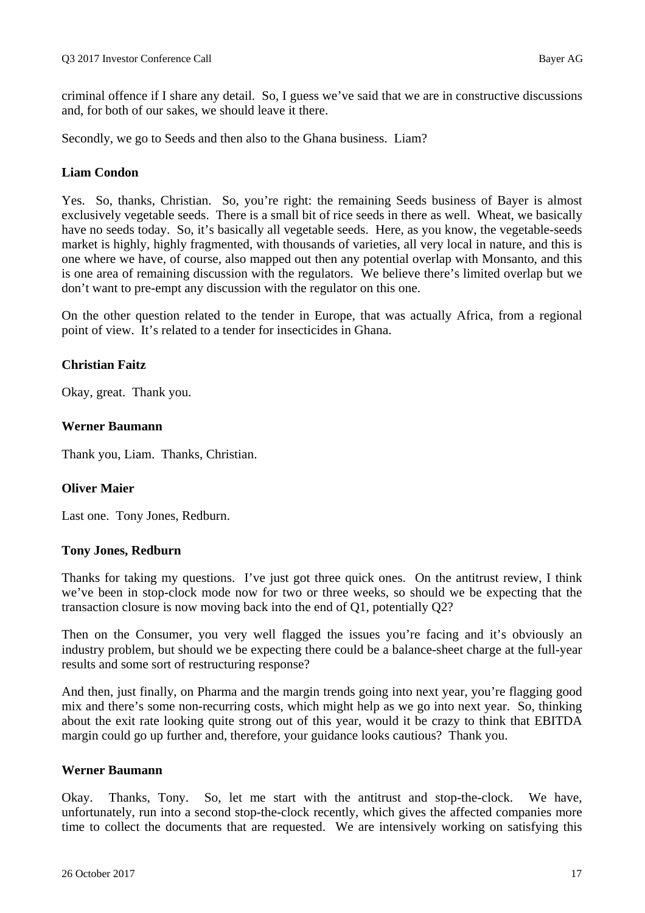criminal offence if I share any detail. So, I guess we've said that we are in constructive discussions and, for both of our sakes, we should leave it there.

Secondly, we go to Seeds and then also to the Ghana business. Liam?

**Liam Condon**

Yes. So, thanks, Christian. So, you're right: the remaining Seeds business of Bayer is almost exclusively vegetable seeds. There is a small bit of rice seeds in there as well. Wheat, we basically have no seeds today. So, it's basically all vegetable seeds. Here, as you know, the vegetable-seeds market is highly, highly fragmented, with thousands of varieties, all very local in nature, and this is one where we have, of course, also mapped out then any potential overlap with Monsanto, and this is one area of remaining discussion with the regulators. We believe there's limited overlap but we don't want to pre-empt any discussion with the regulator on this one.

On the other question related to the tender in Europe, that was actually Africa, from a regional point of view. It's related to a tender for insecticides in Ghana.

**Christian Faitz**

Okay, great. Thank you.

**Werner Baumann**

Thank you, Liam. Thanks, Christian.

**Oliver Maier**

Last one. Tony Jones, Redburn.

**Tony Jones, Redburn**

Thanks for taking my questions. I've just got three quick ones. On the antitrust review, I think we've been in stop-clock mode now for two or three weeks, so should we be expecting that the transaction closure is now moving back into the end of Q1, potentially Q2?

Then on the Consumer, you very well flagged the issues you're facing and it's obviously an industry problem, but should we be expecting there could be a balance-sheet charge at the full-year results and some sort of restructuring response?

And then, just finally, on Pharma and the margin trends going into next year, you're flagging good mix and there's some non-recurring costs, which might help as we go into next year. So, thinking about the exit rate looking quite strong out of this year, would it be crazy to think that EBITDA margin could go up further and, therefore, your guidance looks cautious? Thank you.

**Werner Baumann**

Okay. Thanks, Tony. So, let me start with the antitrust and stop-the-clock. We have, unfortunately, run into a second stop-the-clock recently, which gives the affected companies more time to collect the documents that are requested. We are intensively working on satisfying this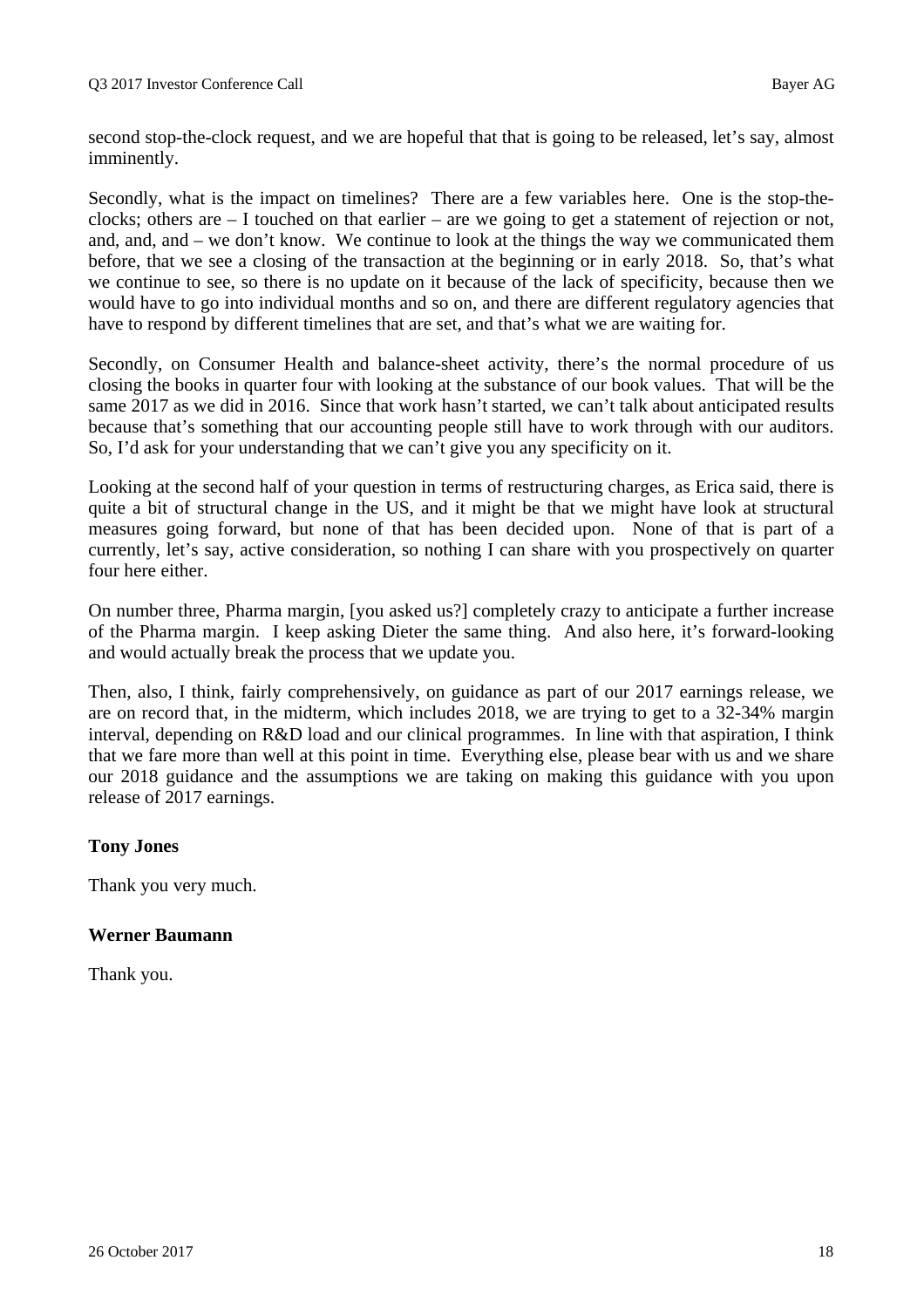second stop-the-clock request, and we are hopeful that that is going to be released, let's say, almost imminently.

Secondly, what is the impact on timelines? There are a few variables here. One is the stop-the-clocks; others are – I touched on that earlier – are we going to get a statement of rejection or not, and, and, and – we don't know. We continue to look at the things the way we communicated them before, that we see a closing of the transaction at the beginning or in early 2018. So, that's what we continue to see, so there is no update on it because of the lack of specificity, because then we would have to go into individual months and so on, and there are different regulatory agencies that have to respond by different timelines that are set, and that's what we are waiting for.

Secondly, on Consumer Health and balance-sheet activity, there's the normal procedure of us closing the books in quarter four with looking at the substance of our book values. That will be the same 2017 as we did in 2016. Since that work hasn't started, we can't talk about anticipated results because that's something that our accounting people still have to work through with our auditors. So, I'd ask for your understanding that we can't give you any specificity on it.

Looking at the second half of your question in terms of restructuring charges, as Erica said, there is quite a bit of structural change in the US, and it might be that we might have look at structural measures going forward, but none of that has been decided upon. None of that is part of a currently, let's say, active consideration, so nothing I can share with you prospectively on quarter four here either.

On number three, Pharma margin, [you asked us?] completely crazy to anticipate a further increase of the Pharma margin. I keep asking Dieter the same thing. And also here, it's forward-looking and would actually break the process that we update you.

Then, also, I think, fairly comprehensively, on guidance as part of our 2017 earnings release, we are on record that, in the midterm, which includes 2018, we are trying to get to a 32-34% margin interval, depending on R&D load and our clinical programmes. In line with that aspiration, I think that we fare more than well at this point in time. Everything else, please bear with us and we share our 2018 guidance and the assumptions we are taking on making this guidance with you upon release of 2017 earnings.

**Tony Jones**

Thank you very much.

**Werner Baumann**

Thank you.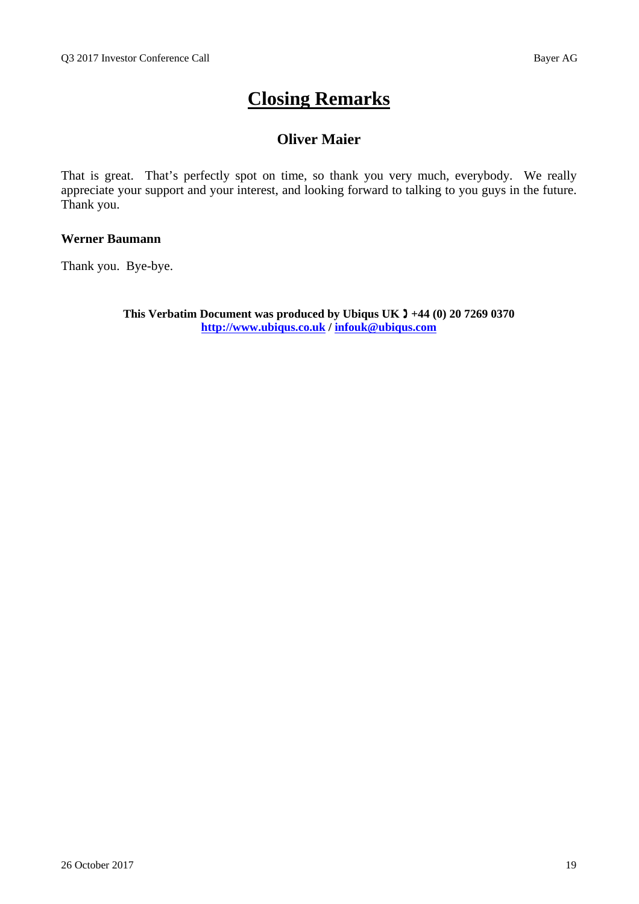# Closing Remarks

## Oliver Maier

That is great. That's perfectly spot on time, so thank you very much, everybody. We really appreciate your support and your interest, and looking forward to talking to you guys in the future. Thank you.

**Werner Baumann**

Thank you. Bye-bye.

**This Verbatim Document was produced by Ubiqus UK ☎ +44 (0) 20 7269 0370**
**[http://www.ubiqus.co.uk](http://www.ubiqus.co.uk) / [infouk@ubiqus.com](mailto:infouk@ubiqus.com)**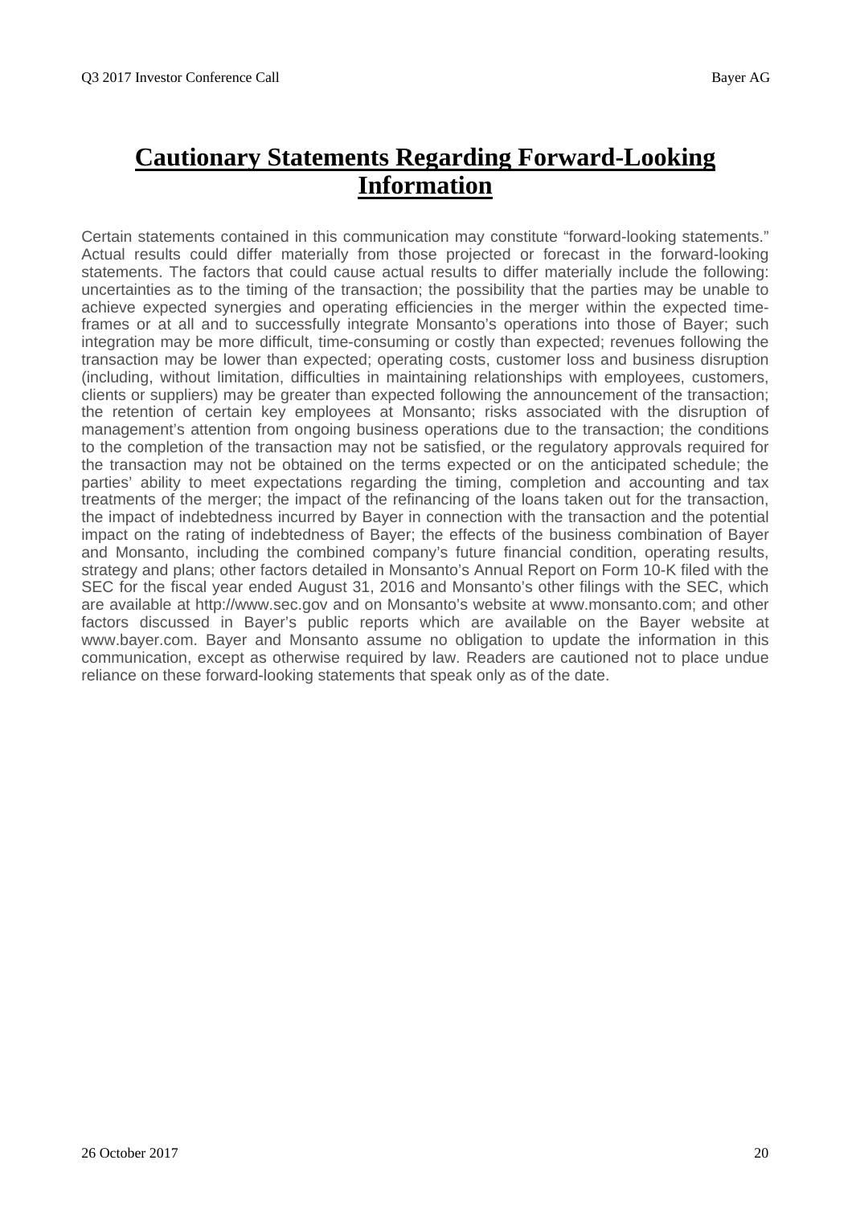# Cautionary Statements Regarding Forward-Looking Information

Certain statements contained in this communication may constitute "forward-looking statements." Actual results could differ materially from those projected or forecast in the forward-looking statements. The factors that could cause actual results to differ materially include the following: uncertainties as to the timing of the transaction; the possibility that the parties may be unable to achieve expected synergies and operating efficiencies in the merger within the expected time-frames or at all and to successfully integrate Monsanto's operations into those of Bayer; such integration may be more difficult, time-consuming or costly than expected; revenues following the transaction may be lower than expected; operating costs, customer loss and business disruption (including, without limitation, difficulties in maintaining relationships with employees, customers, clients or suppliers) may be greater than expected following the announcement of the transaction; the retention of certain key employees at Monsanto; risks associated with the disruption of management's attention from ongoing business operations due to the transaction; the conditions to the completion of the transaction may not be satisfied, or the regulatory approvals required for the transaction may not be obtained on the terms expected or on the anticipated schedule; the parties' ability to meet expectations regarding the timing, completion and accounting and tax treatments of the merger; the impact of the refinancing of the loans taken out for the transaction, the impact of indebtedness incurred by Bayer in connection with the transaction and the potential impact on the rating of indebtedness of Bayer; the effects of the business combination of Bayer and Monsanto, including the combined company's future financial condition, operating results, strategy and plans; other factors detailed in Monsanto's Annual Report on Form 10-K filed with the SEC for the fiscal year ended August 31, 2016 and Monsanto's other filings with the SEC, which are available at http://www.sec.gov and on Monsanto's website at www.monsanto.com; and other factors discussed in Bayer's public reports which are available on the Bayer website at www.bayer.com. Bayer and Monsanto assume no obligation to update the information in this communication, except as otherwise required by law. Readers are cautioned not to place undue reliance on these forward-looking statements that speak only as of the date.